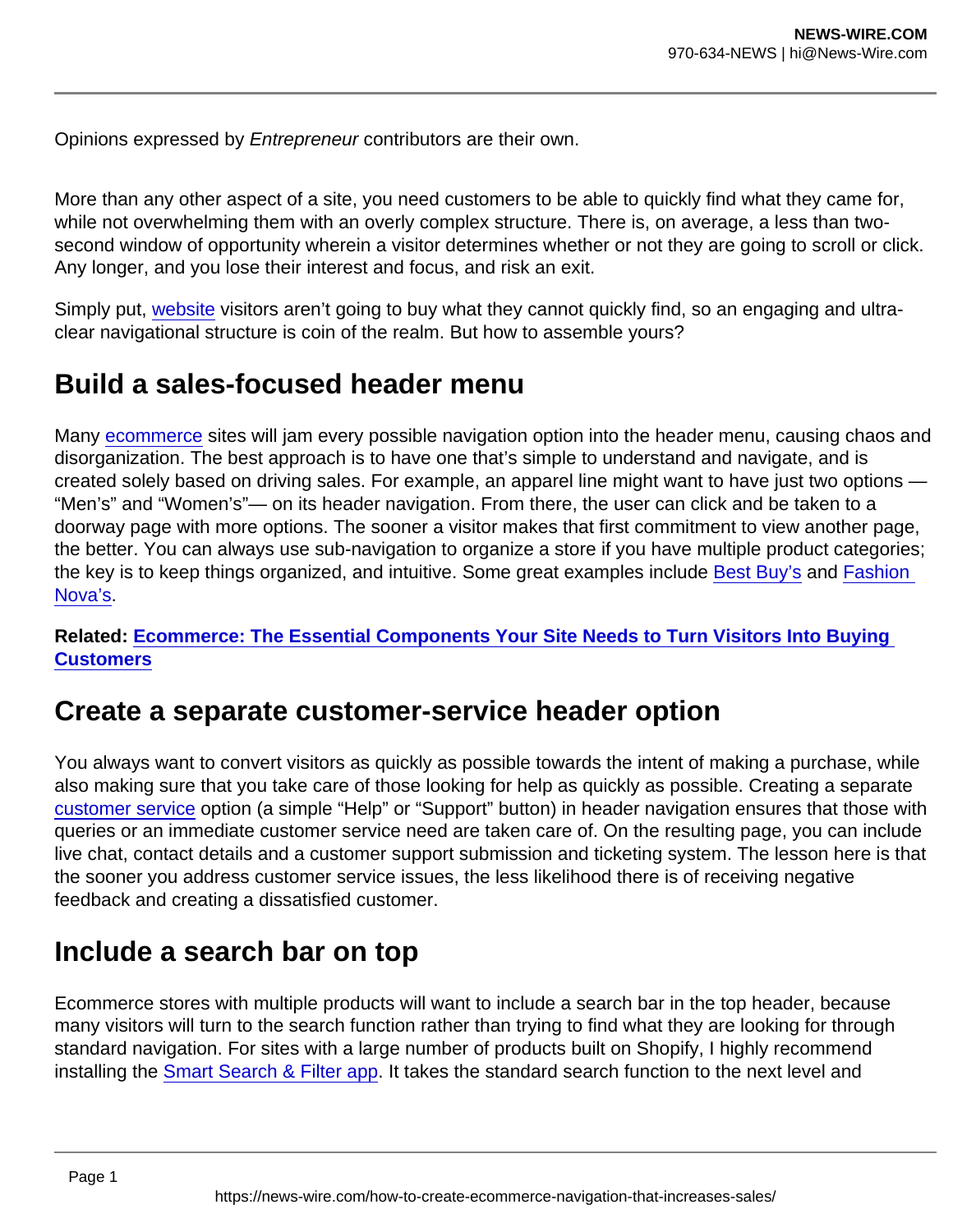Opinions expressed by *Entrepreneur* contributors are their own.

More than any other aspect of a site, you need customers to be able to quickly find what they came for, while not overwhelming them with an overly complex structure. There is, on average, a less than two-second window of opportunity wherein a visitor determines whether or not they are going to scroll or click. Any longer, and you lose their interest and focus, and risk an exit.

Simply put, website visitors aren't going to buy what they cannot quickly find, so an engaging and ultra-clear navigational structure is coin of the realm. But how to assemble yours?

## Build a sales-focused header menu

Many ecommerce sites will jam every possible navigation option into the header menu, causing chaos and disorganization. The best approach is to have one that's simple to understand and navigate, and is created solely based on driving sales. For example, an apparel line might want to have just two options — "Men's" and "Women's"— on its header navigation. From there, the user can click and be taken to a doorway page with more options. The sooner a visitor makes that first commitment to view another page, the better. You can always use sub-navigation to organize a store if you have multiple product categories; the key is to keep things organized, and intuitive. Some great examples include Best Buy's and Fashion Nova's.

**Related: Ecommerce: The Essential Components Your Site Needs to Turn Visitors Into Buying Customers**

## Create a separate customer-service header option

You always want to convert visitors as quickly as possible towards the intent of making a purchase, while also making sure that you take care of those looking for help as quickly as possible. Creating a separate customer service option (a simple "Help" or "Support" button) in header navigation ensures that those with queries or an immediate customer service need are taken care of. On the resulting page, you can include live chat, contact details and a customer support submission and ticketing system. The lesson here is that the sooner you address customer service issues, the less likelihood there is of receiving negative feedback and creating a dissatisfied customer.

## Include a search bar on top

Ecommerce stores with multiple products will want to include a search bar in the top header, because many visitors will turn to the search function rather than trying to find what they are looking for through standard navigation. For sites with a large number of products built on Shopify, I highly recommend installing the Smart Search & Filter app. It takes the standard search function to the next level and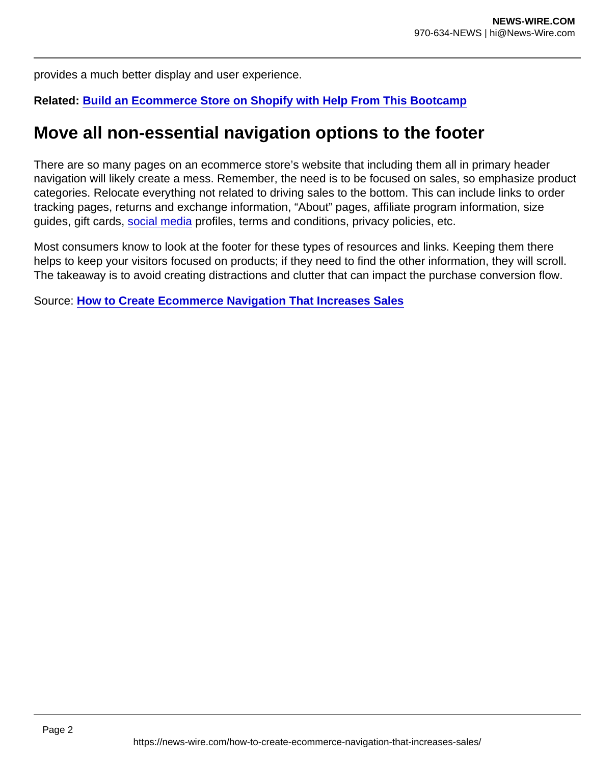provides a much better display and user experience.

**Related:** **Build an Ecommerce Store on Shopify with Help From This Bootcamp**

## Move all non-essential navigation options to the footer

There are so many pages on an ecommerce store's website that including them all in primary header navigation will likely create a mess. Remember, the need is to be focused on sales, so emphasize product categories. Relocate everything not related to driving sales to the bottom. This can include links to order tracking pages, returns and exchange information, "About" pages, affiliate program information, size guides, gift cards, social media profiles, terms and conditions, privacy policies, etc.

Most consumers know to look at the footer for these types of resources and links. Keeping them there helps to keep your visitors focused on products; if they need to find the other information, they will scroll. The takeaway is to avoid creating distractions and clutter that can impact the purchase conversion flow.

Source: **How to Create Ecommerce Navigation That Increases Sales**